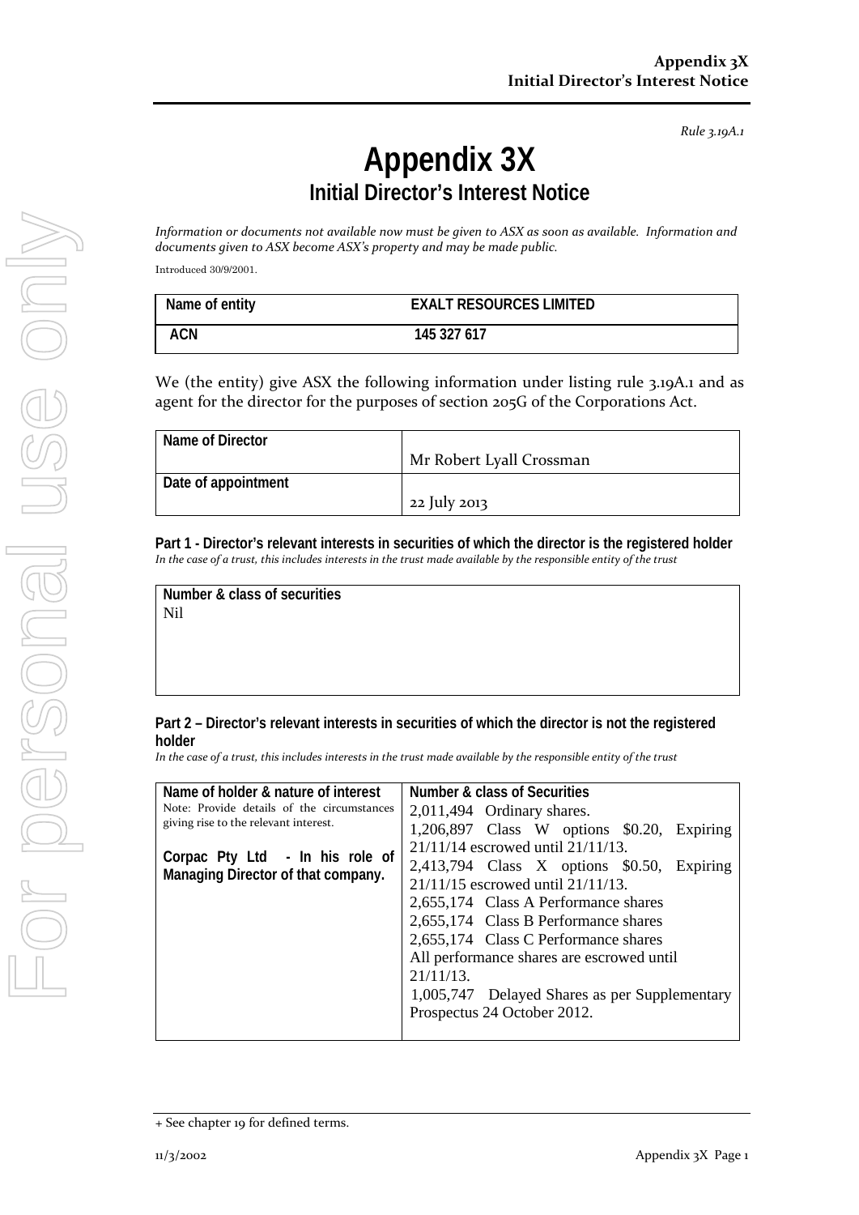Rule 3.19A.1

# Appendix 3X

## Initial Director's Interest Notice

*Information or documents not available now must be given to ASX as soon as available. Information and documents given to ASX become ASX's property and may be made public.*

Introduced 30/9/2001.

| | |
|---|---|
| **Name of entity** | **EXALT RESOURCES LIMITED** |
| **ACN** | **145 327 617** |

We (the entity) give ASX the following information under listing rule 3.19A.1 and as agent for the director for the purposes of section 205G of the Corporations Act.

| | |
|---|---|
| **Name of Director** | Mr Robert Lyall Crossman |
| **Date of appointment** | 22 July 2013 |

**Part 1 - Director's relevant interests in securities of which the director is the registered holder**

*In the case of a trust, this includes interests in the trust made available by the responsible entity of the trust*

| **Number & class of securities** |
|---|
| Nil |

**Part 2 – Director's relevant interests in securities of which the director is not the registered holder**

*In the case of a trust, this includes interests in the trust made available by the responsible entity of the trust*

| **Name of holder & nature of interest** Note: Provide details of the circumstances giving rise to the relevant interest. | **Number & class of Securities** |
|---|---|
| **Corpac Pty Ltd - In his role of Managing Director of that company.** | 2,011,494 Ordinary shares.<br>1,206,897 Class W options $0.20, Expiring 21/11/14 escrowed until 21/11/13.<br>2,413,794 Class X options $0.50, Expiring 21/11/15 escrowed until 21/11/13.<br>2,655,174 Class A Performance shares<br>2,655,174 Class B Performance shares<br>2,655,174 Class C Performance shares<br>All performance shares are escrowed until 21/11/13.<br>1,005,747 Delayed Shares as per Supplementary Prospectus 24 October 2012. |

+ See chapter 19 for defined terms.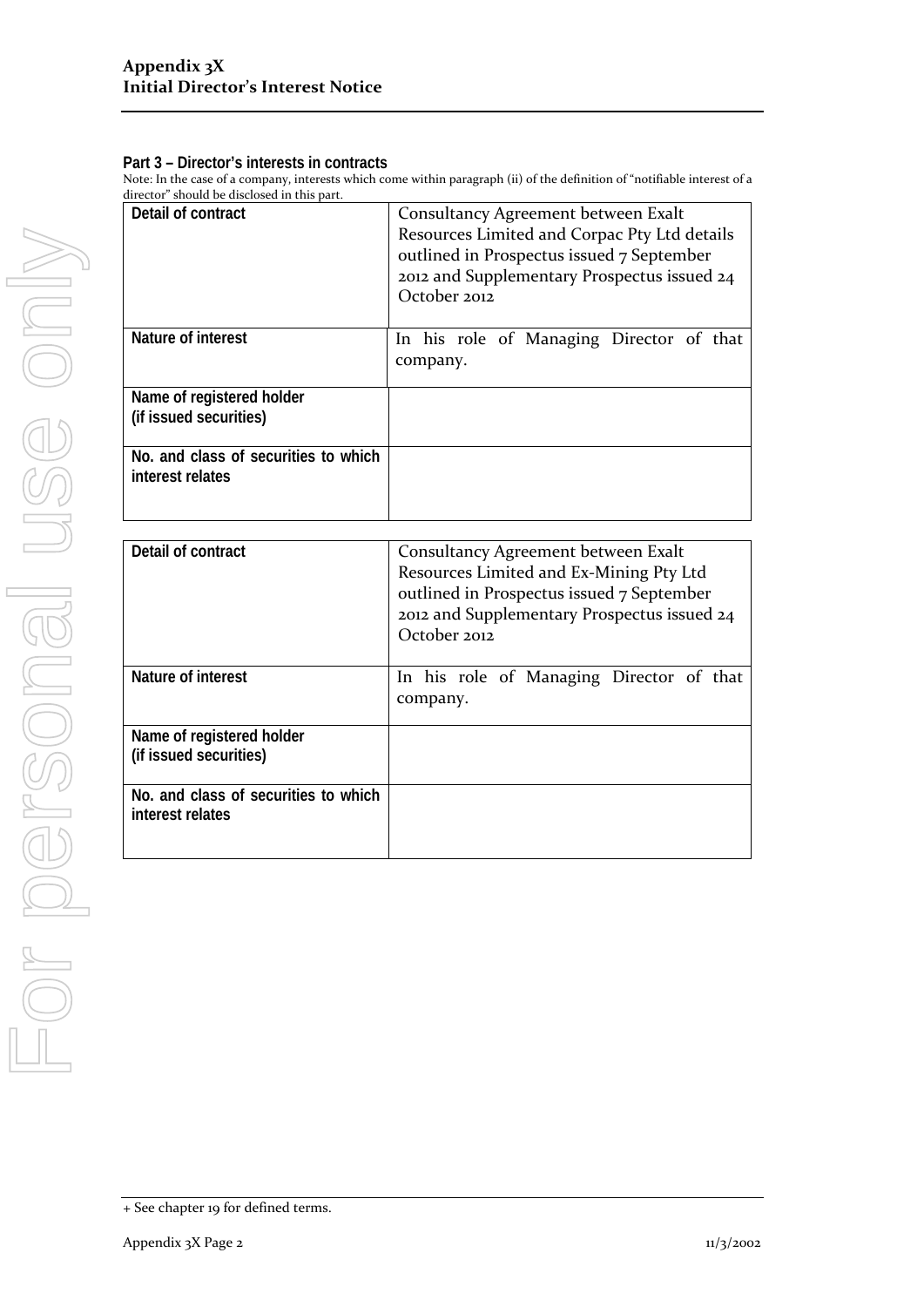## Part 3 – Director's interests in contracts

Note: In the case of a company, interests which come within paragraph (ii) of the definition of "notifiable interest of a director" should be disclosed in this part.

| | |
|---|---|
| **Detail of contract** | Consultancy Agreement between Exalt Resources Limited and Corpac Pty Ltd details outlined in Prospectus issued 7 September 2012 and Supplementary Prospectus issued 24 October 2012 |
| **Nature of interest** | In his role of Managing Director of that company. |
| **Name of registered holder (if issued securities)** | |
| **No. and class of securities to which interest relates** | |

| | |
|---|---|
| **Detail of contract** | Consultancy Agreement between Exalt Resources Limited and Ex-Mining Pty Ltd outlined in Prospectus issued 7 September 2012 and Supplementary Prospectus issued 24 October 2012 |
| **Nature of interest** | In his role of Managing Director of that company. |
| **Name of registered holder (if issued securities)** | |
| **No. and class of securities to which interest relates** | |

+ See chapter 19 for defined terms.